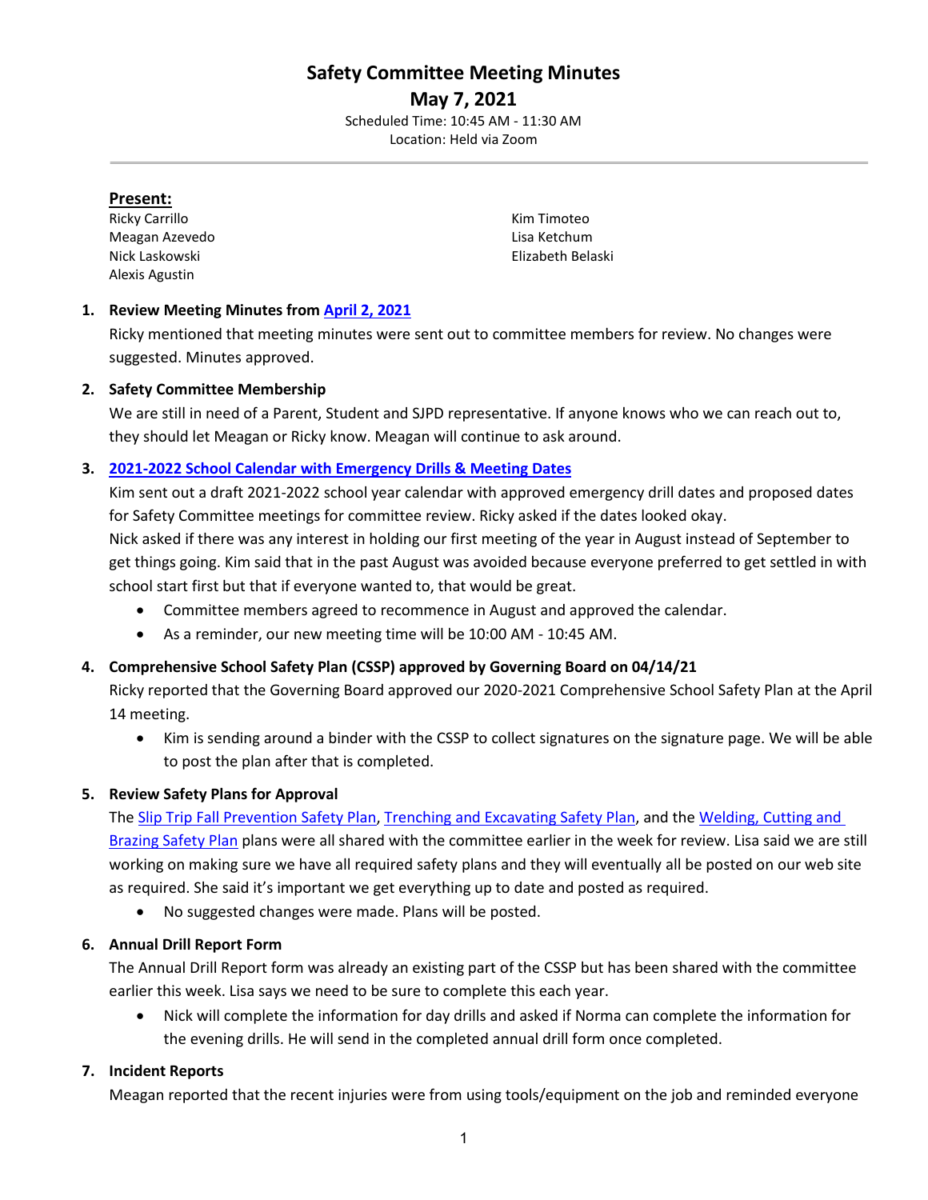# Safety Committee Meeting Minutes

## May 7, 2021

Scheduled Time: 10:45 AM - 11:30 AM
Location: Held via Zoom

**Present:**

Ricky Carrillo
Meagan Azevedo
Nick Laskowski
Alexis Agustin
Kim Timoteo
Lisa Ketchum
Elizabeth Belaski

1. **Review Meeting Minutes from April 2, 2021**

   Ricky mentioned that meeting minutes were sent out to committee members for review. No changes were suggested. Minutes approved.

2. **Safety Committee Membership**

   We are still in need of a Parent, Student and SJPD representative. If anyone knows who we can reach out to, they should let Meagan or Ricky know. Meagan will continue to ask around.

3. **2021-2022 School Calendar with Emergency Drills & Meeting Dates**

   Kim sent out a draft 2021-2022 school year calendar with approved emergency drill dates and proposed dates for Safety Committee meetings for committee review. Ricky asked if the dates looked okay.
   Nick asked if there was any interest in holding our first meeting of the year in August instead of September to get things going. Kim said that in the past August was avoided because everyone preferred to get settled in with school start first but that if everyone wanted to, that would be great.

   - Committee members agreed to recommence in August and approved the calendar.
   - As a reminder, our new meeting time will be 10:00 AM - 10:45 AM.

4. **Comprehensive School Safety Plan (CSSP) approved by Governing Board on 04/14/21**

   Ricky reported that the Governing Board approved our 2020-2021 Comprehensive School Safety Plan at the April 14 meeting.

   - Kim is sending around a binder with the CSSP to collect signatures on the signature page. We will be able to post the plan after that is completed.

5. **Review Safety Plans for Approval**

   The Slip Trip Fall Prevention Safety Plan, Trenching and Excavating Safety Plan, and the Welding, Cutting and Brazing Safety Plan plans were all shared with the committee earlier in the week for review. Lisa said we are still working on making sure we have all required safety plans and they will eventually all be posted on our web site as required. She said it's important we get everything up to date and posted as required.

   - No suggested changes were made. Plans will be posted.

6. **Annual Drill Report Form**

   The Annual Drill Report form was already an existing part of the CSSP but has been shared with the committee earlier this week. Lisa says we need to be sure to complete this each year.

   - Nick will complete the information for day drills and asked if Norma can complete the information for the evening drills. He will send in the completed annual drill form once completed.

7. **Incident Reports**

   Meagan reported that the recent injuries were from using tools/equipment on the job and reminded everyone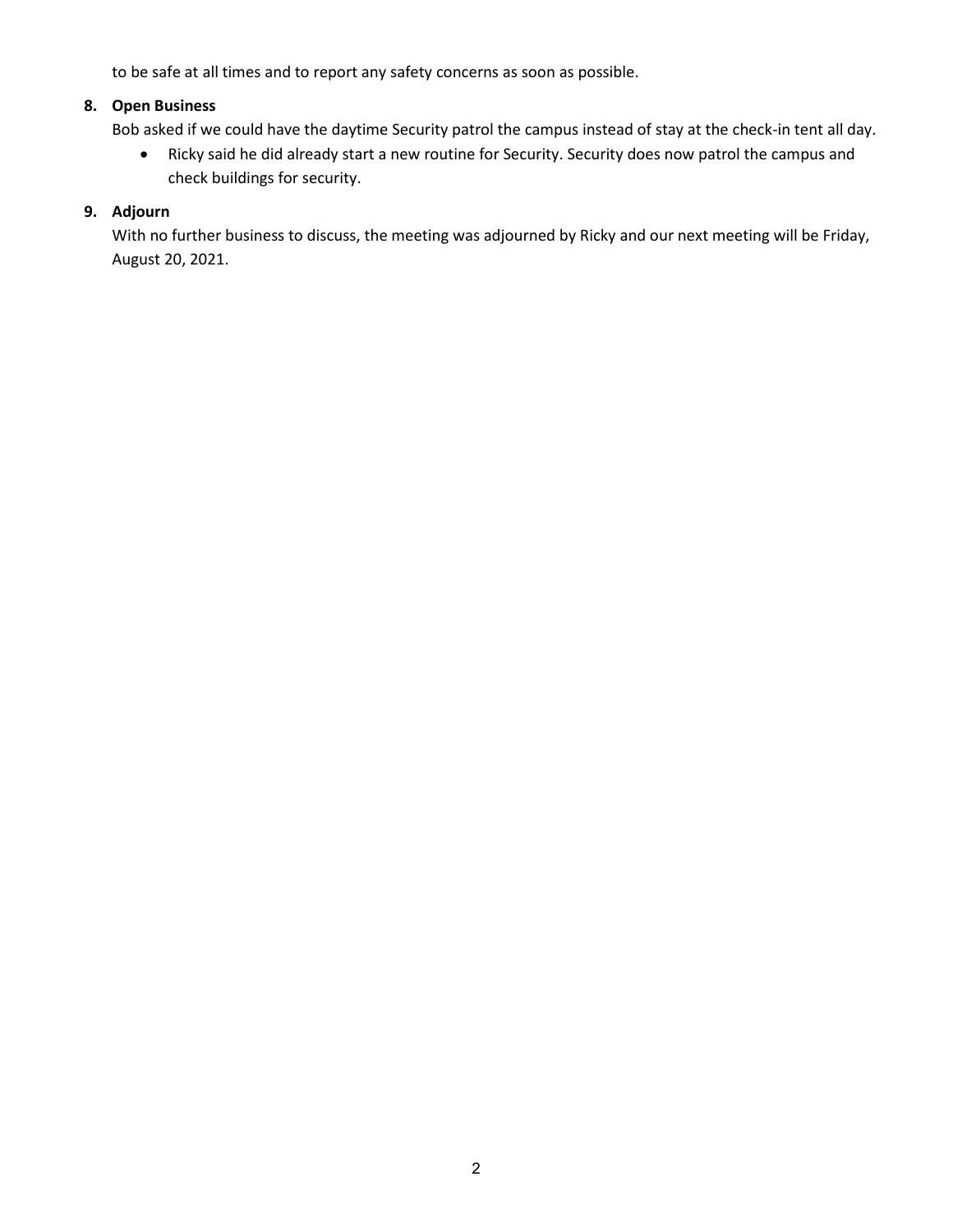to be safe at all times and to report any safety concerns as soon as possible.

**8. Open Business**

Bob asked if we could have the daytime Security patrol the campus instead of stay at the check-in tent all day.

- Ricky said he did already start a new routine for Security. Security does now patrol the campus and check buildings for security.

**9. Adjourn**

With no further business to discuss, the meeting was adjourned by Ricky and our next meeting will be Friday, August 20, 2021.